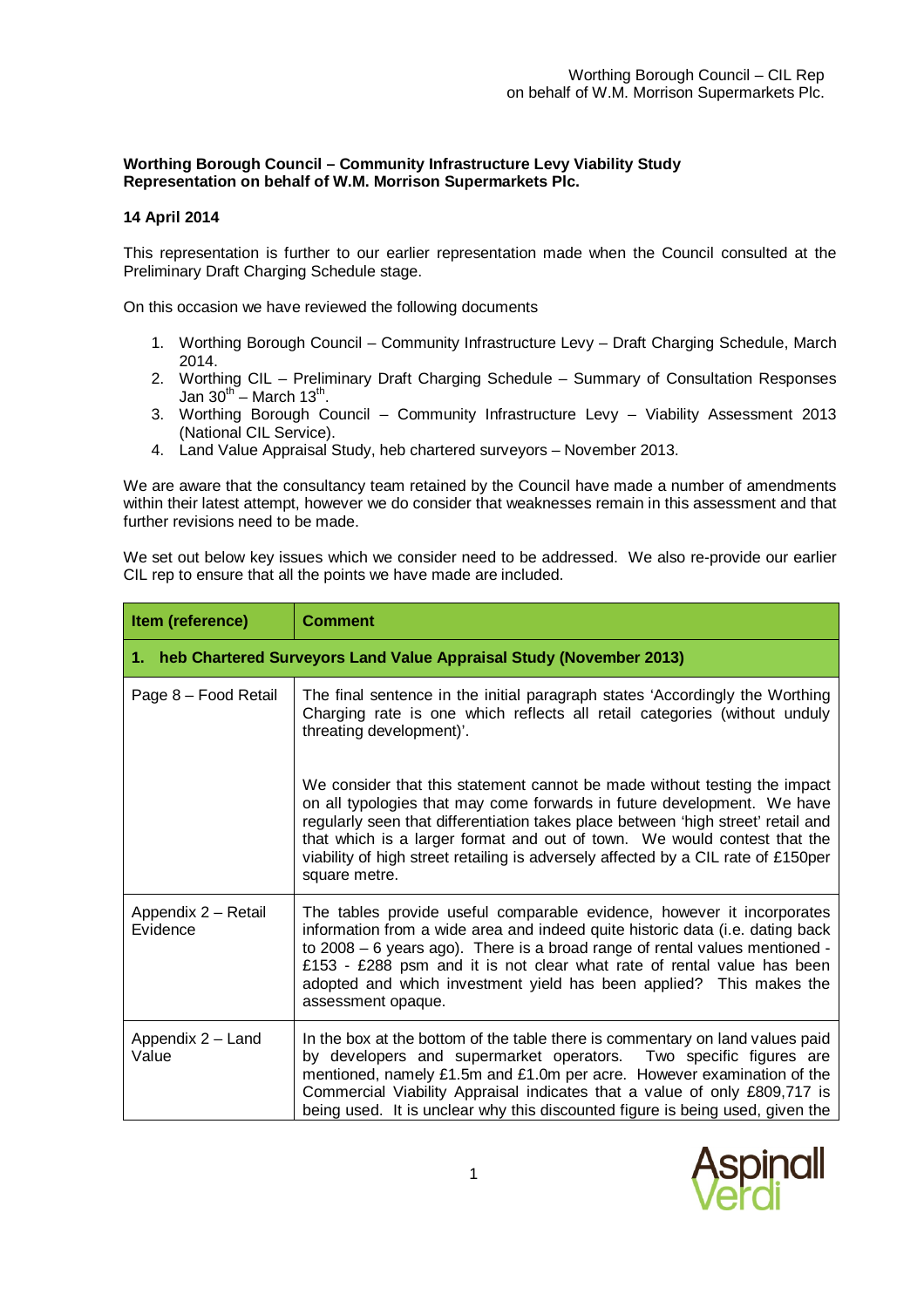**Worthing Borough Council – Community Infrastructure Levy Viability Study**
**Representation on behalf of W.M. Morrison Supermarkets Plc.**

**14 April 2014**

This representation is further to our earlier representation made when the Council consulted at the Preliminary Draft Charging Schedule stage.

On this occasion we have reviewed the following documents

1. Worthing Borough Council – Community Infrastructure Levy – Draft Charging Schedule, March 2014.
2. Worthing CIL – Preliminary Draft Charging Schedule – Summary of Consultation Responses Jan 30th – March 13th.
3. Worthing Borough Council – Community Infrastructure Levy – Viability Assessment 2013 (National CIL Service).
4. Land Value Appraisal Study, heb chartered surveyors – November 2013.

We are aware that the consultancy team retained by the Council have made a number of amendments within their latest attempt, however we do consider that weaknesses remain in this assessment and that further revisions need to be made.

We set out below key issues which we consider need to be addressed. We also re-provide our earlier CIL rep to ensure that all the points we have made are included.

| Item (reference) | Comment |
|---|---|
| **1. heb Chartered Surveyors Land Value Appraisal Study (November 2013)** | |
| Page 8 – Food Retail | The final sentence in the initial paragraph states 'Accordingly the Worthing Charging rate is one which reflects all retail categories (without unduly threating development)'.<br><br>We consider that this statement cannot be made without testing the impact on all typologies that may come forwards in future development. We have regularly seen that differentiation takes place between 'high street' retail and that which is a larger format and out of town. We would contest that the viability of high street retailing is adversely affected by a CIL rate of £150per square metre. |
| Appendix 2 – Retail Evidence | The tables provide useful comparable evidence, however it incorporates information from a wide area and indeed quite historic data (i.e. dating back to 2008 – 6 years ago). There is a broad range of rental values mentioned - £153 - £288 psm and it is not clear what rate of rental value has been adopted and which investment yield has been applied? This makes the assessment opaque. |
| Appendix 2 – Land Value | In the box at the bottom of the table there is commentary on land values paid by developers and supermarket operators. Two specific figures are mentioned, namely £1.5m and £1.0m per acre. However examination of the Commercial Viability Appraisal indicates that a value of only £809,717 is being used. It is unclear why this discounted figure is being used, given the |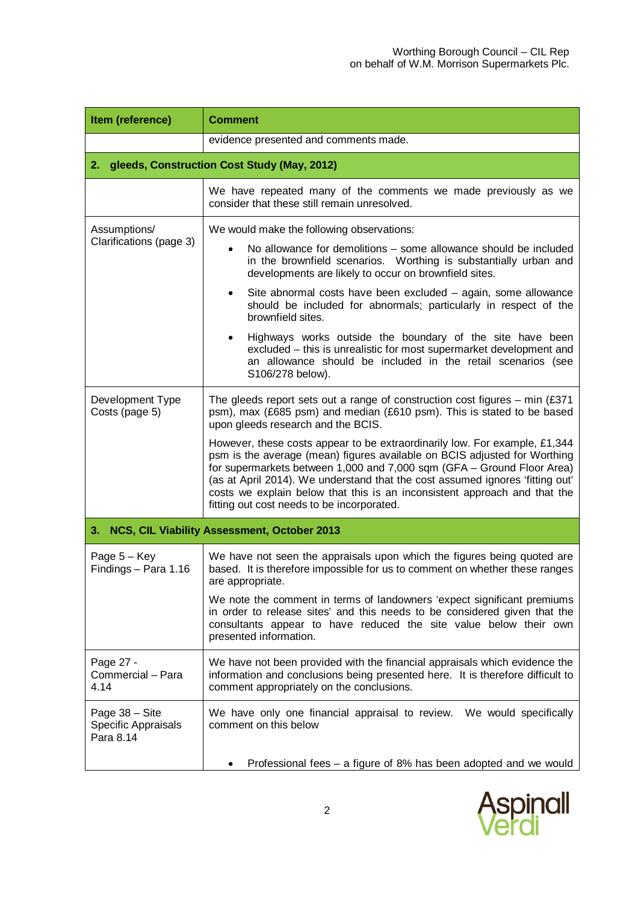| Item (reference) | Comment |
|---|---|
| | evidence presented and comments made. |
| **2. gleeds, Construction Cost Study (May, 2012)** | |
| | We have repeated many of the comments we made previously as we consider that these still remain unresolved. |
| Assumptions/ Clarifications (page 3) | We would make the following observations:<br>• No allowance for demolitions – some allowance should be included in the brownfield scenarios. Worthing is substantially urban and developments are likely to occur on brownfield sites.<br>• Site abnormal costs have been excluded – again, some allowance should be included for abnormals; particularly in respect of the brownfield sites.<br>• Highways works outside the boundary of the site have been excluded – this is unrealistic for most supermarket development and an allowance should be included in the retail scenarios (see S106/278 below). |
| Development Type Costs (page 5) | The gleeds report sets out a range of construction cost figures – min (£371 psm), max (£685 psm) and median (£610 psm). This is stated to be based upon gleeds research and the BCIS.<br><br>However, these costs appear to be extraordinarily low. For example, £1,344 psm is the average (mean) figures available on BCIS adjusted for Worthing for supermarkets between 1,000 and 7,000 sqm (GFA – Ground Floor Area) (as at April 2014). We understand that the cost assumed ignores 'fitting out' costs we explain below that this is an inconsistent approach and that the fitting out cost needs to be incorporated. |
| **3. NCS, CIL Viability Assessment, October 2013** | |
| Page 5 – Key Findings – Para 1.16 | We have not seen the appraisals upon which the figures being quoted are based. It is therefore impossible for us to comment on whether these ranges are appropriate.<br><br>We note the comment in terms of landowners 'expect significant premiums in order to release sites' and this needs to be considered given that the consultants appear to have reduced the site value below their own presented information. |
| Page 27 - Commercial – Para 4.14 | We have not been provided with the financial appraisals which evidence the information and conclusions being presented here. It is therefore difficult to comment appropriately on the conclusions. |
| Page 38 – Site Specific Appraisals Para 8.14 | We have only one financial appraisal to review. We would specifically comment on this below<br><br>• Professional fees – a figure of 8% has been adopted and we would |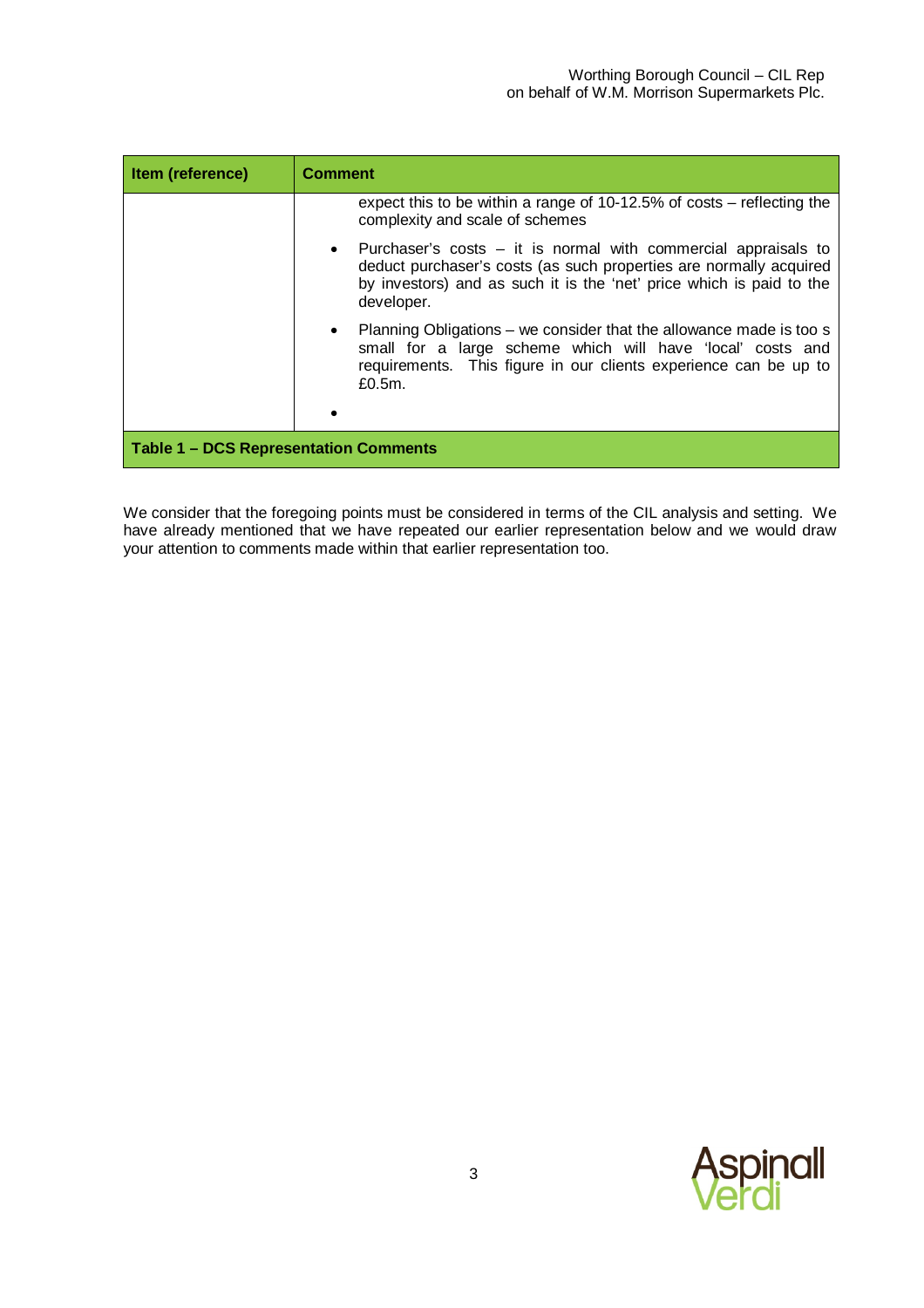| Item (reference) | Comment |
|---|---|
| | expect this to be within a range of 10-12.5% of costs – reflecting the complexity and scale of schemes<br>• Purchaser's costs – it is normal with commercial appraisals to deduct purchaser's costs (as such properties are normally acquired by investors) and as such it is the 'net' price which is paid to the developer.<br>• Planning Obligations – we consider that the allowance made is too s small for a large scheme which will have 'local' costs and requirements. This figure in our clients experience can be up to £0.5m.<br>• |
| **Table 1 – DCS Representation Comments** | |

We consider that the foregoing points must be considered in terms of the CIL analysis and setting. We have already mentioned that we have repeated our earlier representation below and we would draw your attention to comments made within that earlier representation too.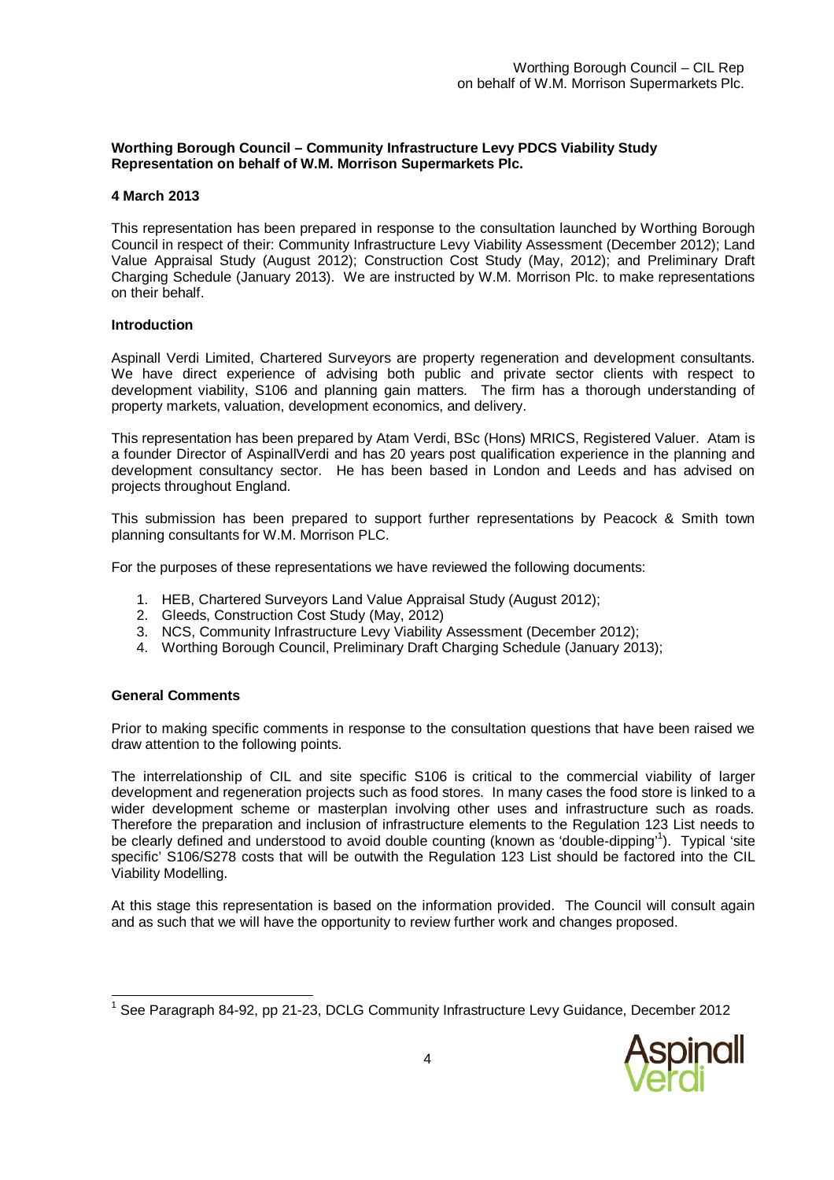**Worthing Borough Council – Community Infrastructure Levy PDCS Viability Study**
**Representation on behalf of W.M. Morrison Supermarkets Plc.**

**4 March 2013**

This representation has been prepared in response to the consultation launched by Worthing Borough Council in respect of their: Community Infrastructure Levy Viability Assessment (December 2012); Land Value Appraisal Study (August 2012); Construction Cost Study (May, 2012); and Preliminary Draft Charging Schedule (January 2013). We are instructed by W.M. Morrison Plc. to make representations on their behalf.

## Introduction

Aspinall Verdi Limited, Chartered Surveyors are property regeneration and development consultants. We have direct experience of advising both public and private sector clients with respect to development viability, S106 and planning gain matters. The firm has a thorough understanding of property markets, valuation, development economics, and delivery.

This representation has been prepared by Atam Verdi, BSc (Hons) MRICS, Registered Valuer. Atam is a founder Director of AspinallVerdi and has 20 years post qualification experience in the planning and development consultancy sector. He has been based in London and Leeds and has advised on projects throughout England.

This submission has been prepared to support further representations by Peacock & Smith town planning consultants for W.M. Morrison PLC.

For the purposes of these representations we have reviewed the following documents:

1. HEB, Chartered Surveyors Land Value Appraisal Study (August 2012);
2. Gleeds, Construction Cost Study (May, 2012)
3. NCS, Community Infrastructure Levy Viability Assessment (December 2012);
4. Worthing Borough Council, Preliminary Draft Charging Schedule (January 2013);

## General Comments

Prior to making specific comments in response to the consultation questions that have been raised we draw attention to the following points.

The interrelationship of CIL and site specific S106 is critical to the commercial viability of larger development and regeneration projects such as food stores. In many cases the food store is linked to a wider development scheme or masterplan involving other uses and infrastructure such as roads. Therefore the preparation and inclusion of infrastructure elements to the Regulation 123 List needs to be clearly defined and understood to avoid double counting (known as 'double-dipping'[1]). Typical 'site specific' S106/S278 costs that will be outwith the Regulation 123 List should be factored into the CIL Viability Modelling.

At this stage this representation is based on the information provided. The Council will consult again and as such that we will have the opportunity to review further work and changes proposed.

[1] See Paragraph 84-92, pp 21-23, DCLG Community Infrastructure Levy Guidance, December 2012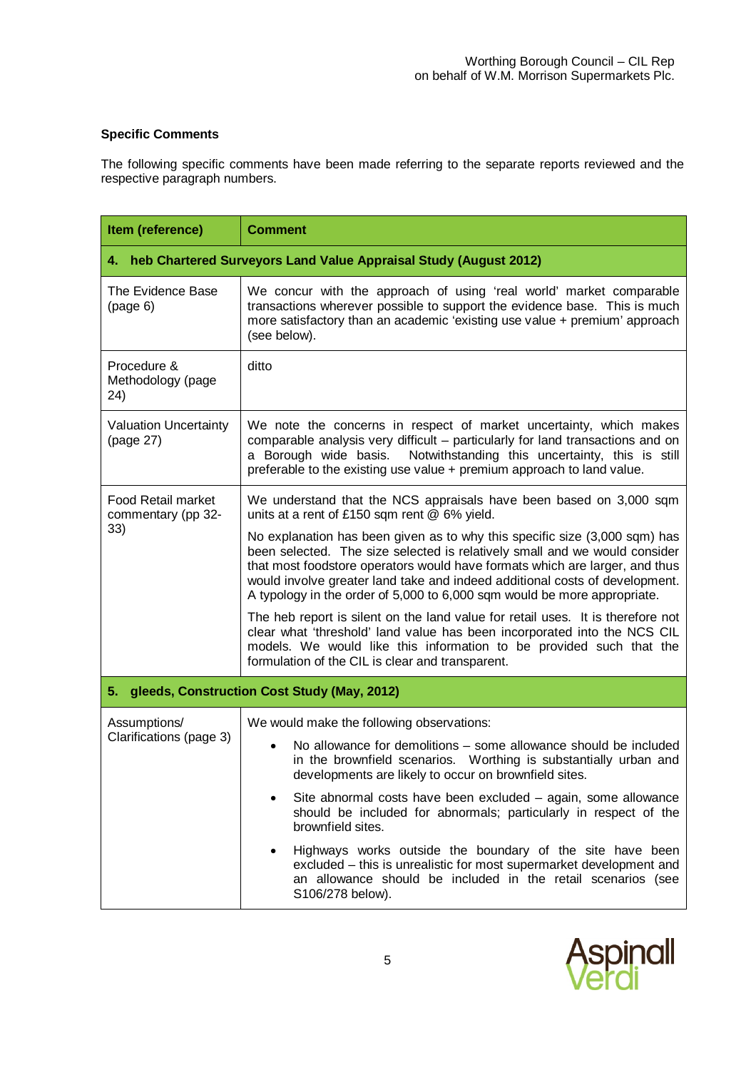**Specific Comments**

The following specific comments have been made referring to the separate reports reviewed and the respective paragraph numbers.

| Item (reference) | Comment |
|---|---|
| **4. heb Chartered Surveyors Land Value Appraisal Study (August 2012)** | |
| The Evidence Base (page 6) | We concur with the approach of using 'real world' market comparable transactions wherever possible to support the evidence base. This is much more satisfactory than an academic 'existing use value + premium' approach (see below). |
| Procedure & Methodology (page 24) | ditto |
| Valuation Uncertainty (page 27) | We note the concerns in respect of market uncertainty, which makes comparable analysis very difficult – particularly for land transactions and on a Borough wide basis. Notwithstanding this uncertainty, this is still preferable to the existing use value + premium approach to land value. |
| Food Retail market commentary (pp 32-33) | We understand that the NCS appraisals have been based on 3,000 sqm units at a rent of £150 sqm rent @ 6% yield.<br><br>No explanation has been given as to why this specific size (3,000 sqm) has been selected. The size selected is relatively small and we would consider that most foodstore operators would have formats which are larger, and thus would involve greater land take and indeed additional costs of development. A typology in the order of 5,000 to 6,000 sqm would be more appropriate.<br><br>The heb report is silent on the land value for retail uses. It is therefore not clear what 'threshold' land value has been incorporated into the NCS CIL models. We would like this information to be provided such that the formulation of the CIL is clear and transparent. |
| **5. gleeds, Construction Cost Study (May, 2012)** | |
| Assumptions/ Clarifications (page 3) | We would make the following observations:<br><br>• No allowance for demolitions – some allowance should be included in the brownfield scenarios. Worthing is substantially urban and developments are likely to occur on brownfield sites.<br><br>• Site abnormal costs have been excluded – again, some allowance should be included for abnormals; particularly in respect of the brownfield sites.<br><br>• Highways works outside the boundary of the site have been excluded – this is unrealistic for most supermarket development and an allowance should be included in the retail scenarios (see S106/278 below). |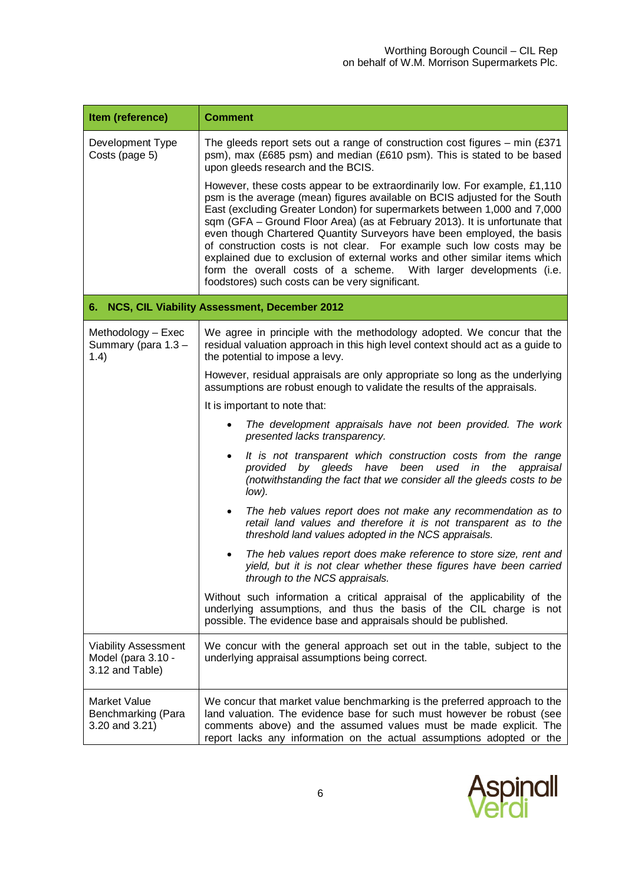| Item (reference) | Comment |
| --- | --- |
| Development Type Costs (page 5) | The gleeds report sets out a range of construction cost figures – min (£371 psm), max (£685 psm) and median (£610 psm). This is stated to be based upon gleeds research and the BCIS.<br><br>However, these costs appear to be extraordinarily low. For example, £1,110 psm is the average (mean) figures available on BCIS adjusted for the South East (excluding Greater London) for supermarkets between 1,000 and 7,000 sqm (GFA – Ground Floor Area) (as at February 2013). It is unfortunate that even though Chartered Quantity Surveyors have been employed, the basis of construction costs is not clear. For example such low costs may be explained due to exclusion of external works and other similar items which form the overall costs of a scheme. With larger developments (i.e. foodstores) such costs can be very significant. |
| **6. NCS, CIL Viability Assessment, December 2012** | |
| Methodology – Exec Summary (para 1.3 – 1.4) | We agree in principle with the methodology adopted. We concur that the residual valuation approach in this high level context should act as a guide to the potential to impose a levy.<br><br>However, residual appraisals are only appropriate so long as the underlying assumptions are robust enough to validate the results of the appraisals.<br><br>It is important to note that:<br><br>• *The development appraisals have not been provided. The work presented lacks transparency.*<br><br>• *It is not transparent which construction costs from the range provided by gleeds have been used in the appraisal (notwithstanding the fact that we consider all the gleeds costs to be low).*<br><br>• *The heb values report does not make any recommendation as to retail land values and therefore it is not transparent as to the threshold land values adopted in the NCS appraisals.*<br><br>• *The heb values report does make reference to store size, rent and yield, but it is not clear whether these figures have been carried through to the NCS appraisals.*<br><br>Without such information a critical appraisal of the applicability of the underlying assumptions, and thus the basis of the CIL charge is not possible. The evidence base and appraisals should be published. |
| Viability Assessment Model (para 3.10 - 3.12 and Table) | We concur with the general approach set out in the table, subject to the underlying appraisal assumptions being correct. |
| Market Value Benchmarking (Para 3.20 and 3.21) | We concur that market value benchmarking is the preferred approach to the land valuation. The evidence base for such must however be robust (see comments above) and the assumed values must be made explicit. The report lacks any information on the actual assumptions adopted or the |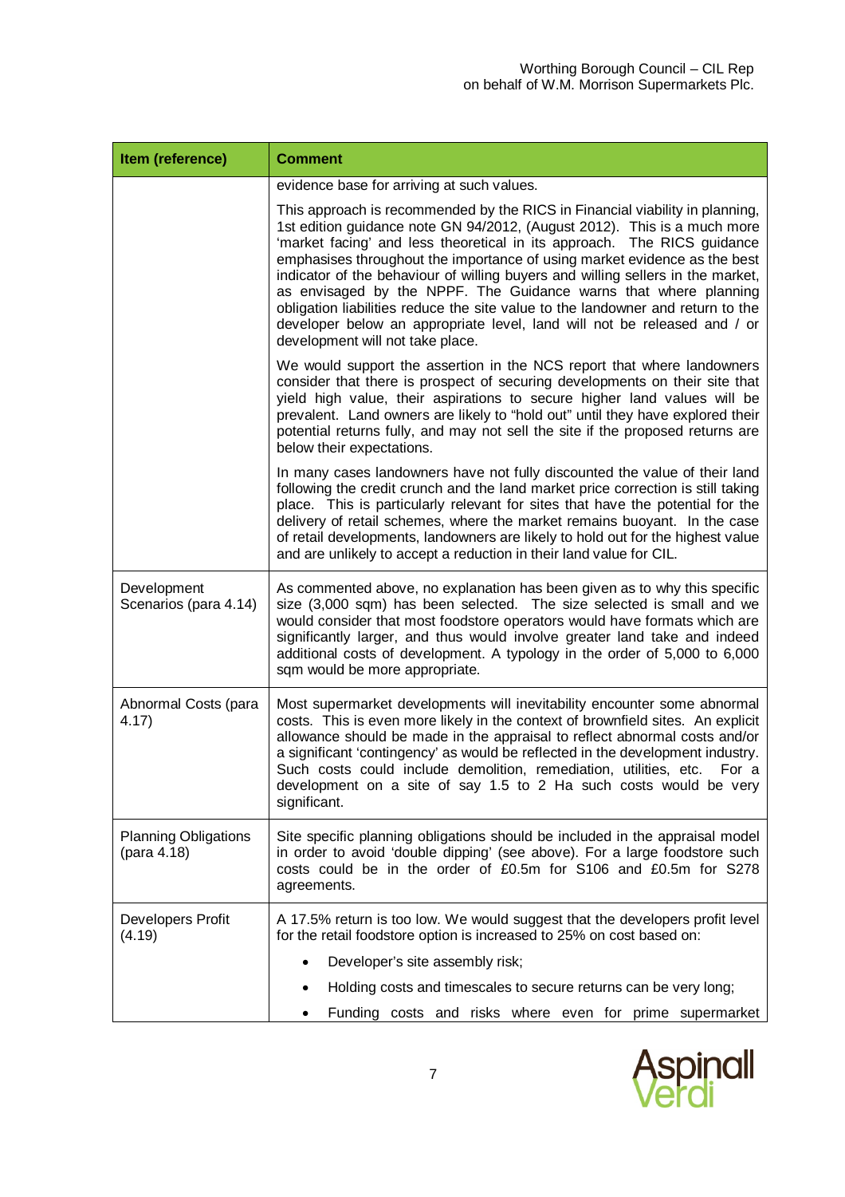| Item (reference) | Comment |
|---|---|
| | evidence base for arriving at such values.<br><br>This approach is recommended by the RICS in Financial viability in planning, 1st edition guidance note GN 94/2012, (August 2012). This is a much more 'market facing' and less theoretical in its approach. The RICS guidance emphasises throughout the importance of using market evidence as the best indicator of the behaviour of willing buyers and willing sellers in the market, as envisaged by the NPPF. The Guidance warns that where planning obligation liabilities reduce the site value to the landowner and return to the developer below an appropriate level, land will not be released and / or development will not take place.<br><br>We would support the assertion in the NCS report that where landowners consider that there is prospect of securing developments on their site that yield high value, their aspirations to secure higher land values will be prevalent. Land owners are likely to "hold out" until they have explored their potential returns fully, and may not sell the site if the proposed returns are below their expectations.<br><br>In many cases landowners have not fully discounted the value of their land following the credit crunch and the land market price correction is still taking place. This is particularly relevant for sites that have the potential for the delivery of retail schemes, where the market remains buoyant. In the case of retail developments, landowners are likely to hold out for the highest value and are unlikely to accept a reduction in their land value for CIL. |
| Development Scenarios (para 4.14) | As commented above, no explanation has been given as to why this specific size (3,000 sqm) has been selected. The size selected is small and we would consider that most foodstore operators would have formats which are significantly larger, and thus would involve greater land take and indeed additional costs of development. A typology in the order of 5,000 to 6,000 sqm would be more appropriate. |
| Abnormal Costs (para 4.17) | Most supermarket developments will inevitability encounter some abnormal costs. This is even more likely in the context of brownfield sites. An explicit allowance should be made in the appraisal to reflect abnormal costs and/or a significant 'contingency' as would be reflected in the development industry. Such costs could include demolition, remediation, utilities, etc. For a development on a site of say 1.5 to 2 Ha such costs would be very significant. |
| Planning Obligations (para 4.18) | Site specific planning obligations should be included in the appraisal model in order to avoid 'double dipping' (see above). For a large foodstore such costs could be in the order of £0.5m for S106 and £0.5m for S278 agreements. |
| Developers Profit (4.19) | A 17.5% return is too low. We would suggest that the developers profit level for the retail foodstore option is increased to 25% on cost based on:<br><br>• Developer's site assembly risk;<br>• Holding costs and timescales to secure returns can be very long;<br>• Funding costs and risks where even for prime supermarket |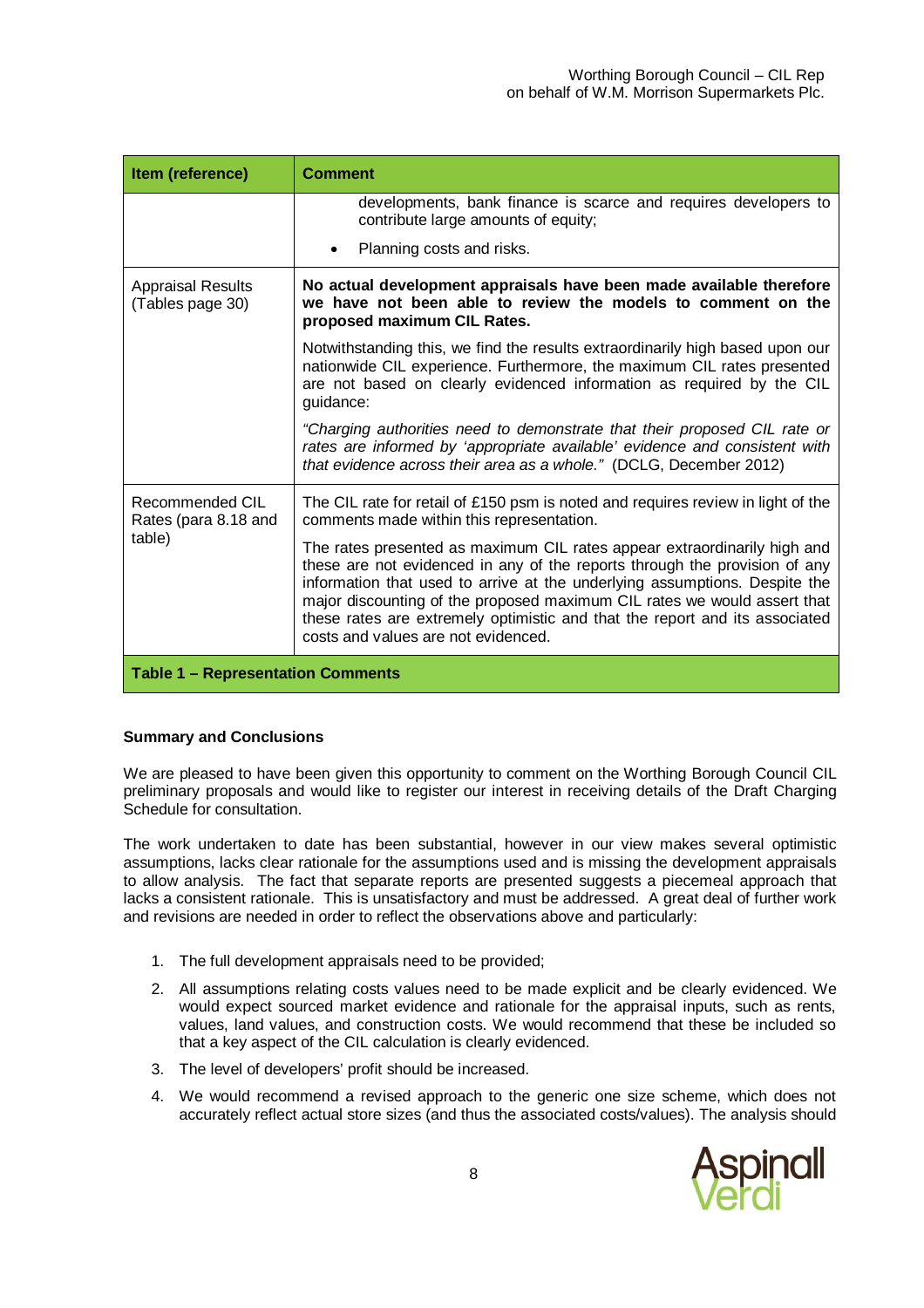| Item (reference) | Comment |
| --- | --- |
| | developments, bank finance is scarce and requires developers to contribute large amounts of equity;<br>• Planning costs and risks. |
| Appraisal Results (Tables page 30) | **No actual development appraisals have been made available therefore we have not been able to review the models to comment on the proposed maximum CIL Rates.**<br><br>Notwithstanding this, we find the results extraordinarily high based upon our nationwide CIL experience. Furthermore, the maximum CIL rates presented are not based on clearly evidenced information as required by the CIL guidance:<br><br>*"Charging authorities need to demonstrate that their proposed CIL rate or rates are informed by 'appropriate available' evidence and consistent with that evidence across their area as a whole."* (DCLG, December 2012) |
| Recommended CIL Rates (para 8.18 and table) | The CIL rate for retail of £150 psm is noted and requires review in light of the comments made within this representation.<br><br>The rates presented as maximum CIL rates appear extraordinarily high and these are not evidenced in any of the reports through the provision of any information that used to arrive at the underlying assumptions. Despite the major discounting of the proposed maximum CIL rates we would assert that these rates are extremely optimistic and that the report and its associated costs and values are not evidenced. |

**Table 1 – Representation Comments**

**Summary and Conclusions**

We are pleased to have been given this opportunity to comment on the Worthing Borough Council CIL preliminary proposals and would like to register our interest in receiving details of the Draft Charging Schedule for consultation.

The work undertaken to date has been substantial, however in our view makes several optimistic assumptions, lacks clear rationale for the assumptions used and is missing the development appraisals to allow analysis. The fact that separate reports are presented suggests a piecemeal approach that lacks a consistent rationale. This is unsatisfactory and must be addressed. A great deal of further work and revisions are needed in order to reflect the observations above and particularly:

1. The full development appraisals need to be provided;
2. All assumptions relating costs values need to be made explicit and be clearly evidenced. We would expect sourced market evidence and rationale for the appraisal inputs, such as rents, values, land values, and construction costs. We would recommend that these be included so that a key aspect of the CIL calculation is clearly evidenced.
3. The level of developers' profit should be increased.
4. We would recommend a revised approach to the generic one size scheme, which does not accurately reflect actual store sizes (and thus the associated costs/values). The analysis should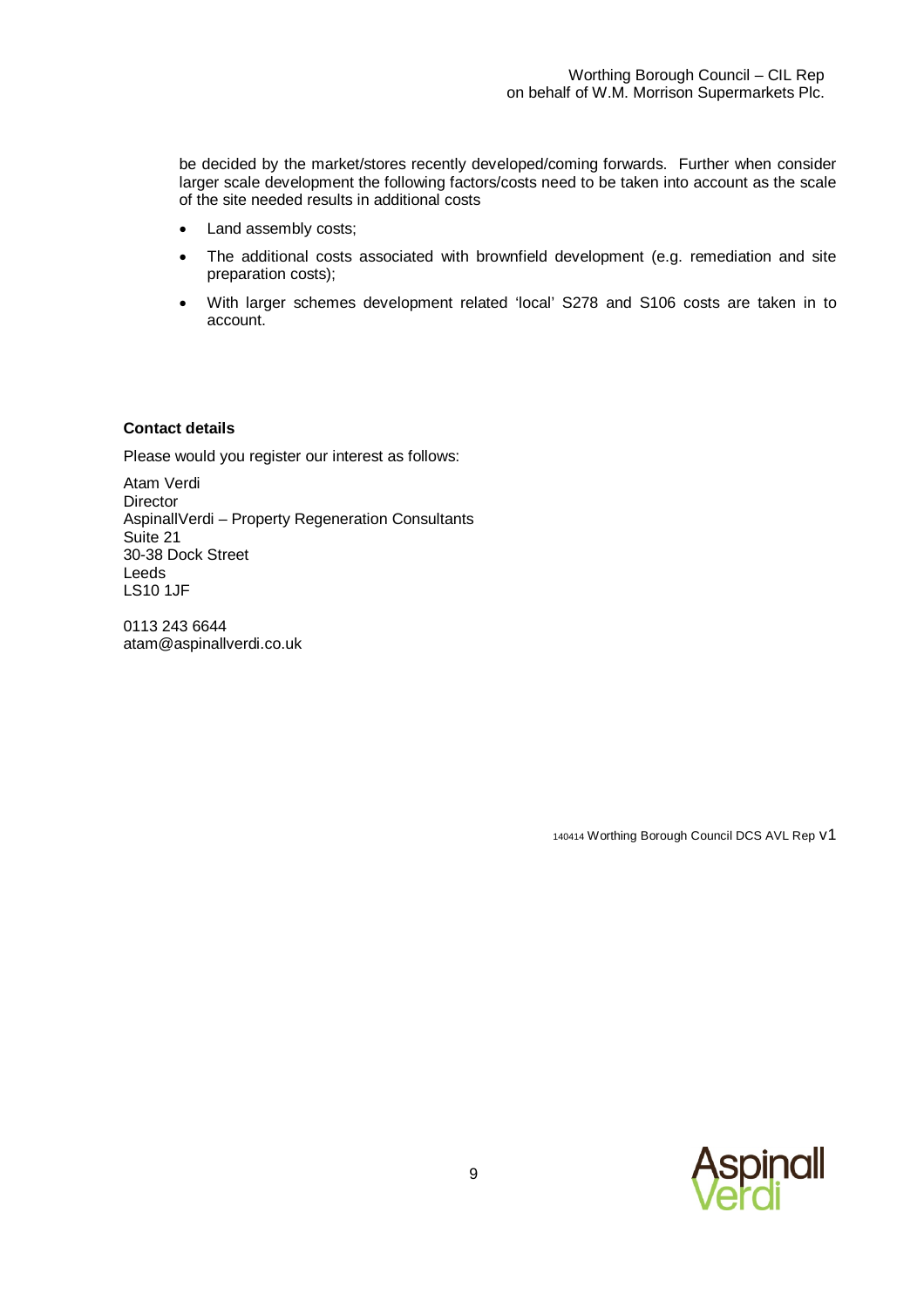be decided by the market/stores recently developed/coming forwards. Further when consider larger scale development the following factors/costs need to be taken into account as the scale of the site needed results in additional costs

- Land assembly costs;
- The additional costs associated with brownfield development (e.g. remediation and site preparation costs);
- With larger schemes development related 'local' S278 and S106 costs are taken in to account.

**Contact details**

Please would you register our interest as follows:

Atam Verdi
Director
AspinallVerdi – Property Regeneration Consultants
Suite 21
30-38 Dock Street
Leeds
LS10 1JF

0113 243 6644
atam@aspinallverdi.co.uk

140414 Worthing Borough Council DCS AVL Rep v1